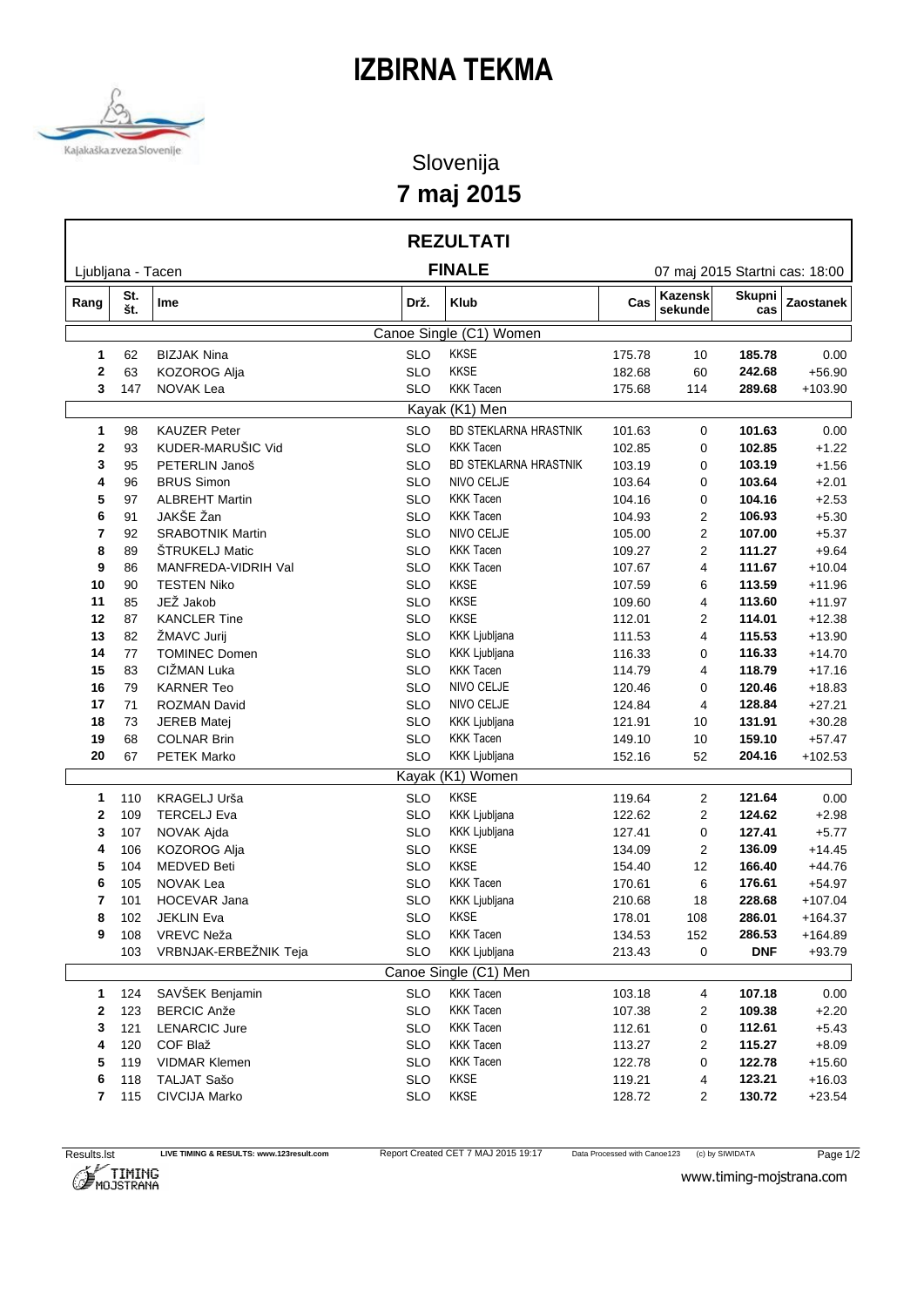# IZBIRNA TEKMA

Slovenija

**7 maj 2015**

## REZULTATI

Ljubljana - Tacen | **FINALE** | 07 maj 2015 Startni cas: 18:00

| Rang | St. št. | Ime | Drž. | Klub | Cas | Kazensk sekunde | Skupni cas | Zaostanek |
|---|---|---|---|---|---|---|---|---|
| | | | | **Canoe Single (C1) Women** | | | | |
| **1** | 62 | BIZJAK Nina | SLO | KKSE | 175.78 | 10 | **185.78** | 0.00 |
| **2** | 63 | KOZOROG Alja | SLO | KKSE | 182.68 | 60 | **242.68** | +56.90 |
| **3** | 147 | NOVAK Lea | SLO | KKK Tacen | 175.68 | 114 | **289.68** | +103.90 |
| | | | | **Kayak (K1) Men** | | | | |
| **1** | 98 | KAUZER Peter | SLO | BD STEKLARNA HRASTNIK | 101.63 | 0 | **101.63** | 0.00 |
| **2** | 93 | KUDER-MARUŠIC Vid | SLO | KKK Tacen | 102.85 | 0 | **102.85** | +1.22 |
| **3** | 95 | PETERLIN Janoš | SLO | BD STEKLARNA HRASTNIK | 103.19 | 0 | **103.19** | +1.56 |
| **4** | 96 | BRUS Simon | SLO | NIVO CELJE | 103.64 | 0 | **103.64** | +2.01 |
| **5** | 97 | ALBREHT Martin | SLO | KKK Tacen | 104.16 | 0 | **104.16** | +2.53 |
| **6** | 91 | JAKŠE Žan | SLO | KKK Tacen | 104.93 | 2 | **106.93** | +5.30 |
| **7** | 92 | SRABOTNIK Martin | SLO | NIVO CELJE | 105.00 | 2 | **107.00** | +5.37 |
| **8** | 89 | ŠTRUKELJ Matic | SLO | KKK Tacen | 109.27 | 2 | **111.27** | +9.64 |
| **9** | 86 | MANFREDA-VIDRIH Val | SLO | KKK Tacen | 107.67 | 4 | **111.67** | +10.04 |
| **10** | 90 | TESTEN Niko | SLO | KKSE | 107.59 | 6 | **113.59** | +11.96 |
| **11** | 85 | JEŽ Jakob | SLO | KKSE | 109.60 | 4 | **113.60** | +11.97 |
| **12** | 87 | KANCLER Tine | SLO | KKSE | 112.01 | 2 | **114.01** | +12.38 |
| **13** | 82 | ŽMAVC Jurij | SLO | KKK Ljubljana | 111.53 | 4 | **115.53** | +13.90 |
| **14** | 77 | TOMINEC Domen | SLO | KKK Ljubljana | 116.33 | 0 | **116.33** | +14.70 |
| **15** | 83 | CIŽMAN Luka | SLO | KKK Tacen | 114.79 | 4 | **118.79** | +17.16 |
| **16** | 79 | KARNER Teo | SLO | NIVO CELJE | 120.46 | 0 | **120.46** | +18.83 |
| **17** | 71 | ROZMAN David | SLO | NIVO CELJE | 124.84 | 4 | **128.84** | +27.21 |
| **18** | 73 | JEREB Matej | SLO | KKK Ljubljana | 121.91 | 10 | **131.91** | +30.28 |
| **19** | 68 | COLNAR Brin | SLO | KKK Tacen | 149.10 | 10 | **159.10** | +57.47 |
| **20** | 67 | PETEK Marko | SLO | KKK Ljubljana | 152.16 | 52 | **204.16** | +102.53 |
| | | | | **Kayak (K1) Women** | | | | |
| **1** | 110 | KRAGELJ Urša | SLO | KKSE | 119.64 | 2 | **121.64** | 0.00 |
| **2** | 109 | TERCELJ Eva | SLO | KKK Ljubljana | 122.62 | 2 | **124.62** | +2.98 |
| **3** | 107 | NOVAK Ajda | SLO | KKK Ljubljana | 127.41 | 0 | **127.41** | +5.77 |
| **4** | 106 | KOZOROG Alja | SLO | KKSE | 134.09 | 2 | **136.09** | +14.45 |
| **5** | 104 | MEDVED Beti | SLO | KKSE | 154.40 | 12 | **166.40** | +44.76 |
| **6** | 105 | NOVAK Lea | SLO | KKK Tacen | 170.61 | 6 | **176.61** | +54.97 |
| **7** | 101 | HOCEVAR Jana | SLO | KKK Ljubljana | 210.68 | 18 | **228.68** | +107.04 |
| **8** | 102 | JEKLIN Eva | SLO | KKSE | 178.01 | 108 | **286.01** | +164.37 |
| **9** | 108 | VREVC Neža | SLO | KKK Tacen | 134.53 | 152 | **286.53** | +164.89 |
| | 103 | VRBNJAK-ERBEŽNIK Teja | SLO | KKK Ljubljana | 213.43 | 0 | **DNF** | +93.79 |
| | | | | **Canoe Single (C1) Men** | | | | |
| **1** | 124 | SAVŠEK Benjamin | SLO | KKK Tacen | 103.18 | 4 | **107.18** | 0.00 |
| **2** | 123 | BERCIC Anže | SLO | KKK Tacen | 107.38 | 2 | **109.38** | +2.20 |
| **3** | 121 | LENARCIC Jure | SLO | KKK Tacen | 112.61 | 0 | **112.61** | +5.43 |
| **4** | 120 | COF Blaž | SLO | KKK Tacen | 113.27 | 2 | **115.27** | +8.09 |
| **5** | 119 | VIDMAR Klemen | SLO | KKK Tacen | 122.78 | 0 | **122.78** | +15.60 |
| **6** | 118 | TALJAT Sašo | SLO | KKSE | 119.21 | 4 | **123.21** | +16.03 |
| **7** | 115 | CIVCIJA Marko | SLO | KKSE | 128.72 | 2 | **130.72** | +23.54 |

Results.lst | LIVE TIMING & RESULTS: www.123result.com | Report Created CET 7 MAJ 2015 19:17 | Data Processed with Canoe123 | (c) by SIWIDATA

www.timing-mojstrana.com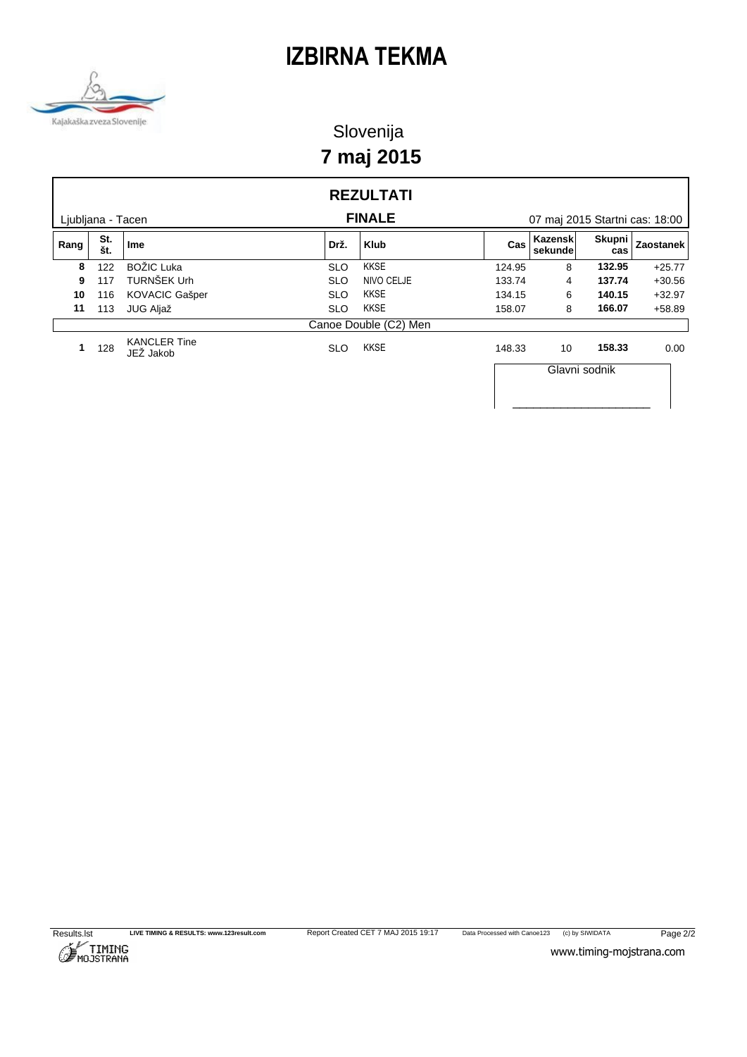# IZBIRNA TEKMA

Kajakaška zveza Slovenije

Slovenija

**7 maj 2015**

## REZULTATI

Ljubljana - Tacen

**FINALE**

07 maj 2015 Startni cas: 18:00

| Rang | St. št. | Ime | Drž. | Klub | Cas | Kazensk sekunde | Skupni cas | Zaostanek |
|---|---|---|---|---|---|---|---|---|
| **8** | 122 | BOŽIC Luka | SLO | KKSE | 124.95 | 8 | **132.95** | +25.77 |
| **9** | 117 | TURNŠEK Urh | SLO | NIVO CELJE | 133.74 | 4 | **137.74** | +30.56 |
| **10** | 116 | KOVACIC Gašper | SLO | KKSE | 134.15 | 6 | **140.15** | +32.97 |
| **11** | 113 | JUG Aljaž | SLO | KKSE | 158.07 | 8 | **166.07** | +58.89 |
| | | Canoe Double (C2) Men | | | | | | |
| **1** | 128 | KANCLER Tine JEŽ Jakob | SLO | KKSE | 148.33 | 10 | **158.33** | 0.00 |

Glavni sodnik

______________________

Results.lst LIVE TIMING & RESULTS: www.123result.com Report Created CET 7 MAJ 2015 19:17 Data Processed with Canoe123 (c) by SIWIDATA

TIMING MOJSTRANA www.timing-mojstrana.com